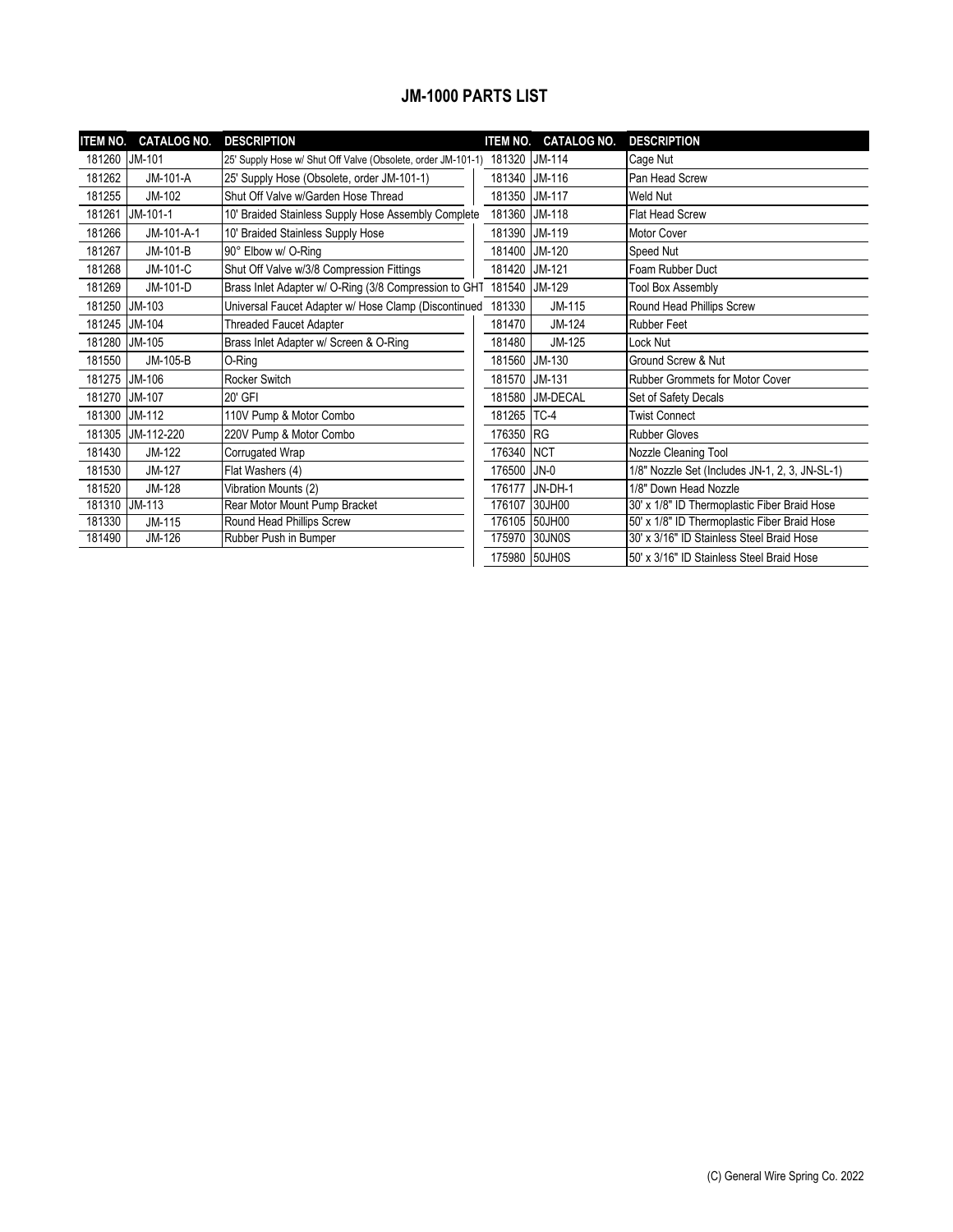## JM-1000 PARTS LIST

| ITEM NO. | CATALOG NO. | DESCRIPTION | ITEM NO. | CATALOG NO. | DESCRIPTION |
|---|---|---|---|---|---|
| 181260 | JM-101 | 25' Supply Hose w/ Shut Off Valve (Obsolete, order JM-101-1) | 181320 | JM-114 | Cage Nut |
| 181262 | JM-101-A | 25' Supply Hose (Obsolete, order JM-101-1) | 181340 | JM-116 | Pan Head Screw |
| 181255 | JM-102 | Shut Off Valve w/Garden Hose Thread | 181350 | JM-117 | Weld Nut |
| 181261 | JM-101-1 | 10' Braided Stainless Supply Hose Assembly Complete | 181360 | JM-118 | Flat Head Screw |
| 181266 | JM-101-A-1 | 10' Braided Stainless Supply Hose | 181390 | JM-119 | Motor Cover |
| 181267 | JM-101-B | 90° Elbow w/ O-Ring | 181400 | JM-120 | Speed Nut |
| 181268 | JM-101-C | Shut Off Valve w/3/8 Compression Fittings | 181420 | JM-121 | Foam Rubber Duct |
| 181269 | JM-101-D | Brass Inlet Adapter w/ O-Ring (3/8 Compression to GHT | 181540 | JM-129 | Tool Box Assembly |
| 181250 | JM-103 | Universal Faucet Adapter w/ Hose Clamp (Discontinued | 181330 | JM-115 | Round Head Phillips Screw |
| 181245 | JM-104 | Threaded Faucet Adapter | 181470 | JM-124 | Rubber Feet |
| 181280 | JM-105 | Brass Inlet Adapter w/ Screen & O-Ring | 181480 | JM-125 | Lock Nut |
| 181550 | JM-105-B | O-Ring | 181560 | JM-130 | Ground Screw & Nut |
| 181275 | JM-106 | Rocker Switch | 181570 | JM-131 | Rubber Grommets for Motor Cover |
| 181270 | JM-107 | 20' GFI | 181580 | JM-DECAL | Set of Safety Decals |
| 181300 | JM-112 | 110V Pump & Motor Combo | 181265 | TC-4 | Twist Connect |
| 181305 | JM-112-220 | 220V Pump & Motor Combo | 176350 | RG | Rubber Gloves |
| 181430 | JM-122 | Corrugated Wrap | 176340 | NCT | Nozzle Cleaning Tool |
| 181530 | JM-127 | Flat Washers (4) | 176500 | JN-0 | 1/8" Nozzle Set (Includes JN-1, 2, 3, JN-SL-1) |
| 181520 | JM-128 | Vibration Mounts (2) | 176177 | JN-DH-1 | 1/8" Down Head Nozzle |
| 181310 | JM-113 | Rear Motor Mount Pump Bracket | 176107 | 30JH00 | 30' x 1/8" ID Thermoplastic Fiber Braid Hose |
| 181330 | JM-115 | Round Head Phillips Screw | 176105 | 50JH00 | 50' x 1/8" ID Thermoplastic Fiber Braid Hose |
| 181490 | JM-126 | Rubber Push in Bumper | 175970 | 30JN0S | 30' x 3/16" ID Stainless Steel Braid Hose |
| | | | 175980 | 50JH0S | 50' x 3/16" ID Stainless Steel Braid Hose |

(C) General Wire Spring Co. 2022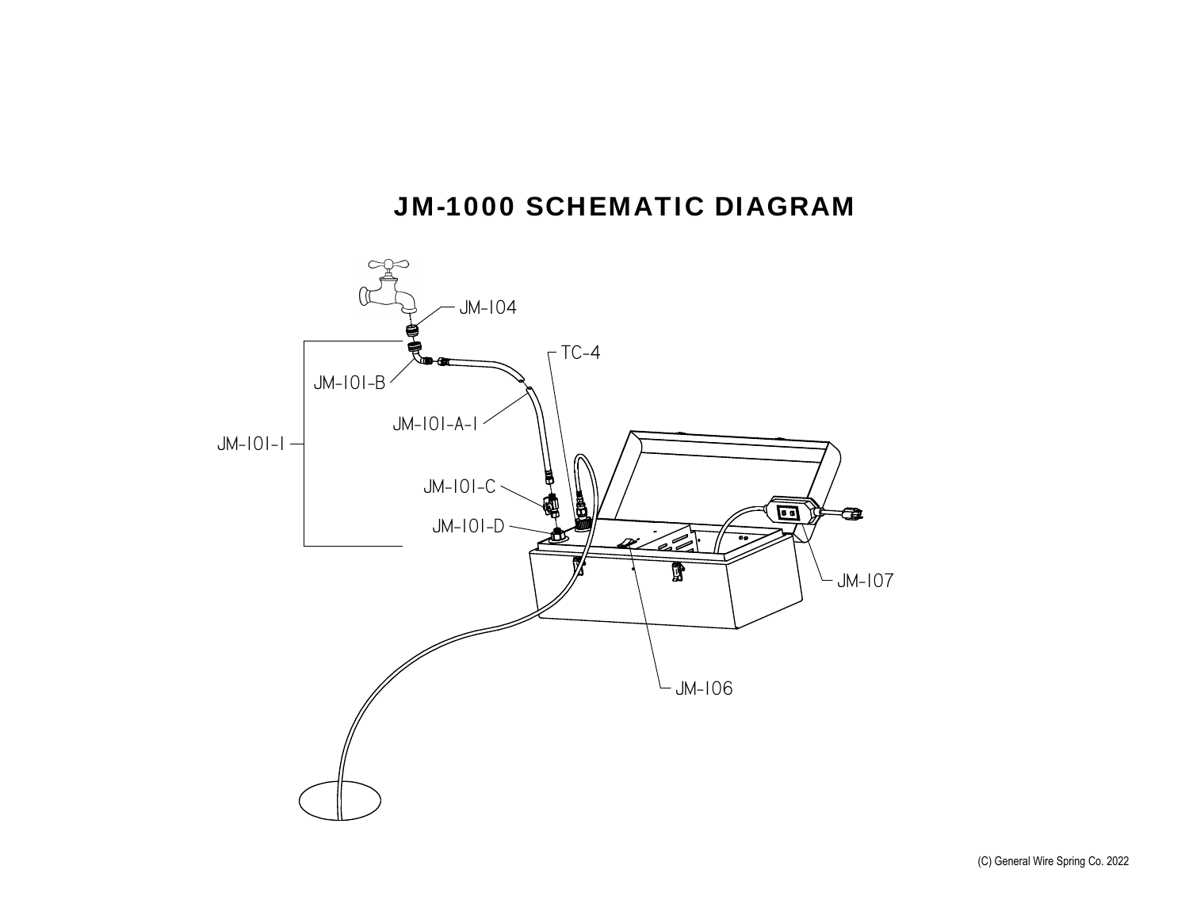# JM-1000 SCHEMATIC DIAGRAM

JM-104

TC-4

JM-101-B

JM-101-A-1

JM-101-1

JM-101-C

JM-101-D

JM-107

JM-106

(C) General Wire Spring Co. 2022